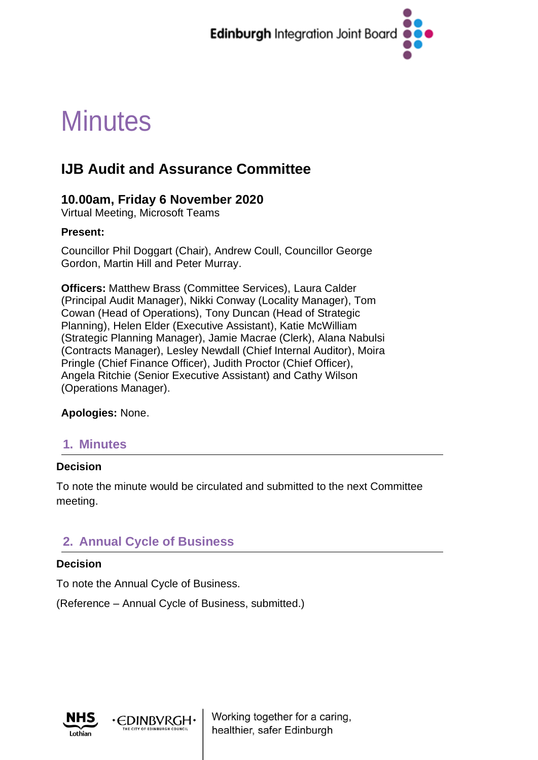# Minutes

## IJB Audit and Assurance Committee

### 10.00am, Friday 6 November 2020

Virtual Meeting, Microsoft Teams

**Present:**

Councillor Phil Doggart (Chair), Andrew Coull, Councillor George Gordon, Martin Hill and Peter Murray.

**Officers:** Matthew Brass (Committee Services), Laura Calder (Principal Audit Manager), Nikki Conway (Locality Manager), Tom Cowan (Head of Operations), Tony Duncan (Head of Strategic Planning), Helen Elder (Executive Assistant), Katie McWilliam (Strategic Planning Manager), Jamie Macrae (Clerk), Alana Nabulsi (Contracts Manager), Lesley Newdall (Chief Internal Auditor), Moira Pringle (Chief Finance Officer), Judith Proctor (Chief Officer), Angela Ritchie (Senior Executive Assistant) and Cathy Wilson (Operations Manager).

**Apologies:** None.

## 1. Minutes

**Decision**

To note the minute would be circulated and submitted to the next Committee meeting.

## 2. Annual Cycle of Business

**Decision**

To note the Annual Cycle of Business.

(Reference – Annual Cycle of Business, submitted.)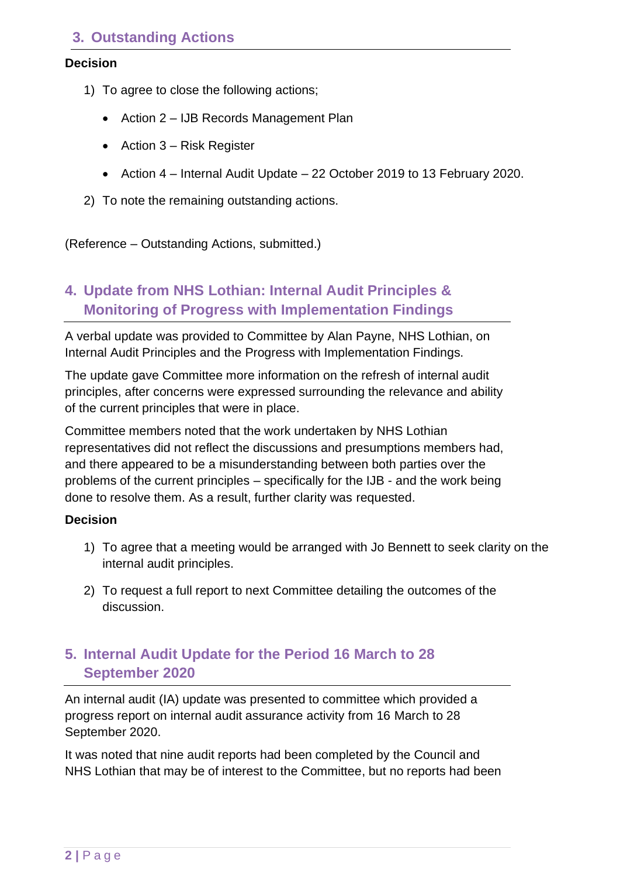## 3. Outstanding Actions

**Decision**

1) To agree to close the following actions;

   - Action 2 – IJB Records Management Plan
   - Action 3 – Risk Register
   - Action 4 – Internal Audit Update – 22 October 2019 to 13 February 2020.

2) To note the remaining outstanding actions.

(Reference – Outstanding Actions, submitted.)

## 4. Update from NHS Lothian: Internal Audit Principles & Monitoring of Progress with Implementation Findings

A verbal update was provided to Committee by Alan Payne, NHS Lothian, on Internal Audit Principles and the Progress with Implementation Findings.

The update gave Committee more information on the refresh of internal audit principles, after concerns were expressed surrounding the relevance and ability of the current principles that were in place.

Committee members noted that the work undertaken by NHS Lothian representatives did not reflect the discussions and presumptions members had, and there appeared to be a misunderstanding between both parties over the problems of the current principles – specifically for the IJB - and the work being done to resolve them. As a result, further clarity was requested.

**Decision**

1) To agree that a meeting would be arranged with Jo Bennett to seek clarity on the internal audit principles.

2) To request a full report to next Committee detailing the outcomes of the discussion.

## 5. Internal Audit Update for the Period 16 March to 28 September 2020

An internal audit (IA) update was presented to committee which provided a progress report on internal audit assurance activity from 16 March to 28 September 2020.

It was noted that nine audit reports had been completed by the Council and NHS Lothian that may be of interest to the Committee, but no reports had been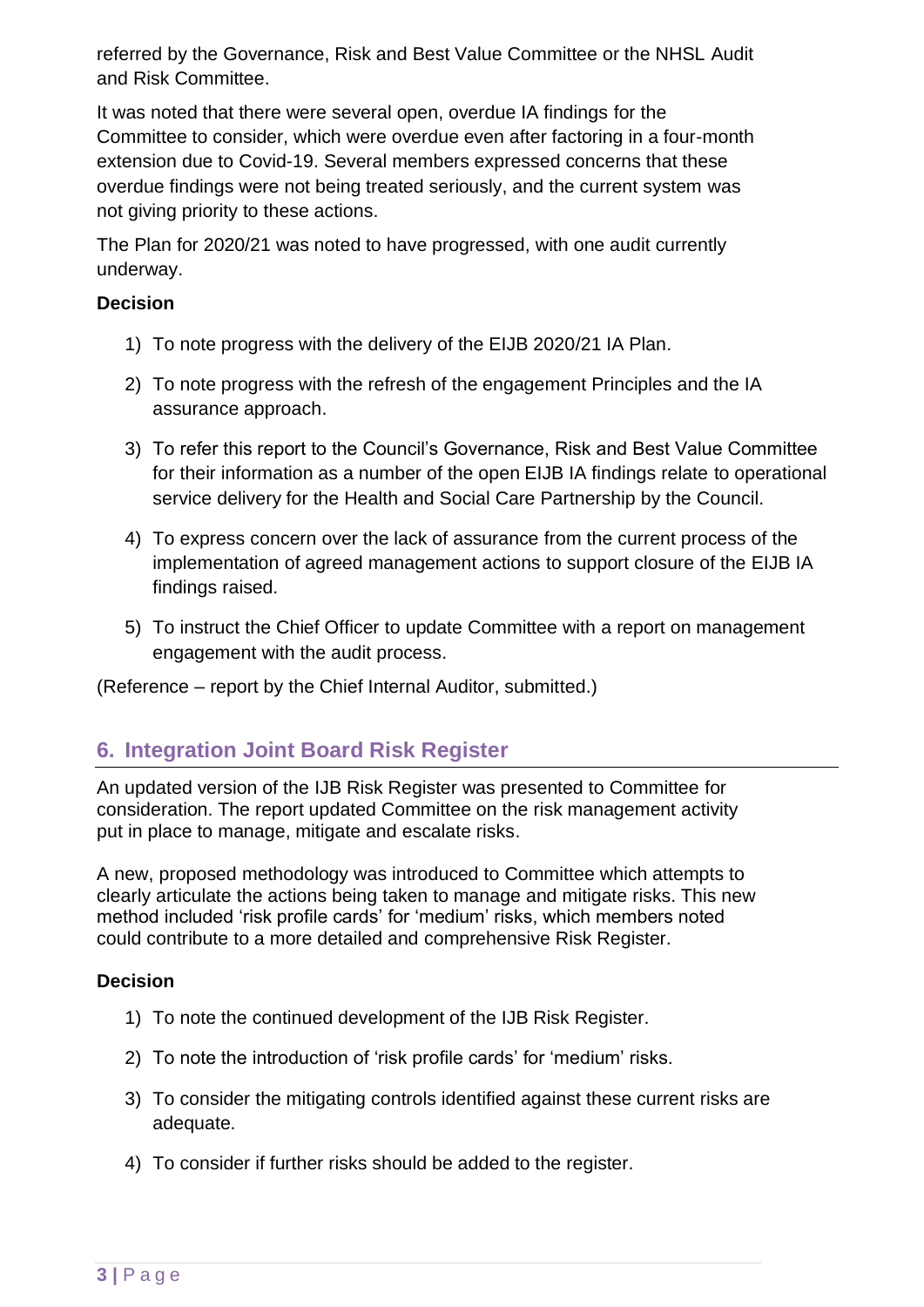referred by the Governance, Risk and Best Value Committee or the NHSL Audit and Risk Committee.

It was noted that there were several open, overdue IA findings for the Committee to consider, which were overdue even after factoring in a four-month extension due to Covid-19. Several members expressed concerns that these overdue findings were not being treated seriously, and the current system was not giving priority to these actions.

The Plan for 2020/21 was noted to have progressed, with one audit currently underway.

**Decision**

1) To note progress with the delivery of the EIJB 2020/21 IA Plan.
2) To note progress with the refresh of the engagement Principles and the IA assurance approach.
3) To refer this report to the Council's Governance, Risk and Best Value Committee for their information as a number of the open EIJB IA findings relate to operational service delivery for the Health and Social Care Partnership by the Council.
4) To express concern over the lack of assurance from the current process of the implementation of agreed management actions to support closure of the EIJB IA findings raised.
5) To instruct the Chief Officer to update Committee with a report on management engagement with the audit process.

(Reference – report by the Chief Internal Auditor, submitted.)

## 6. Integration Joint Board Risk Register

An updated version of the IJB Risk Register was presented to Committee for consideration. The report updated Committee on the risk management activity put in place to manage, mitigate and escalate risks.

A new, proposed methodology was introduced to Committee which attempts to clearly articulate the actions being taken to manage and mitigate risks. This new method included 'risk profile cards' for 'medium' risks, which members noted could contribute to a more detailed and comprehensive Risk Register.

**Decision**

1) To note the continued development of the IJB Risk Register.
2) To note the introduction of 'risk profile cards' for 'medium' risks.
3) To consider the mitigating controls identified against these current risks are adequate.
4) To consider if further risks should be added to the register.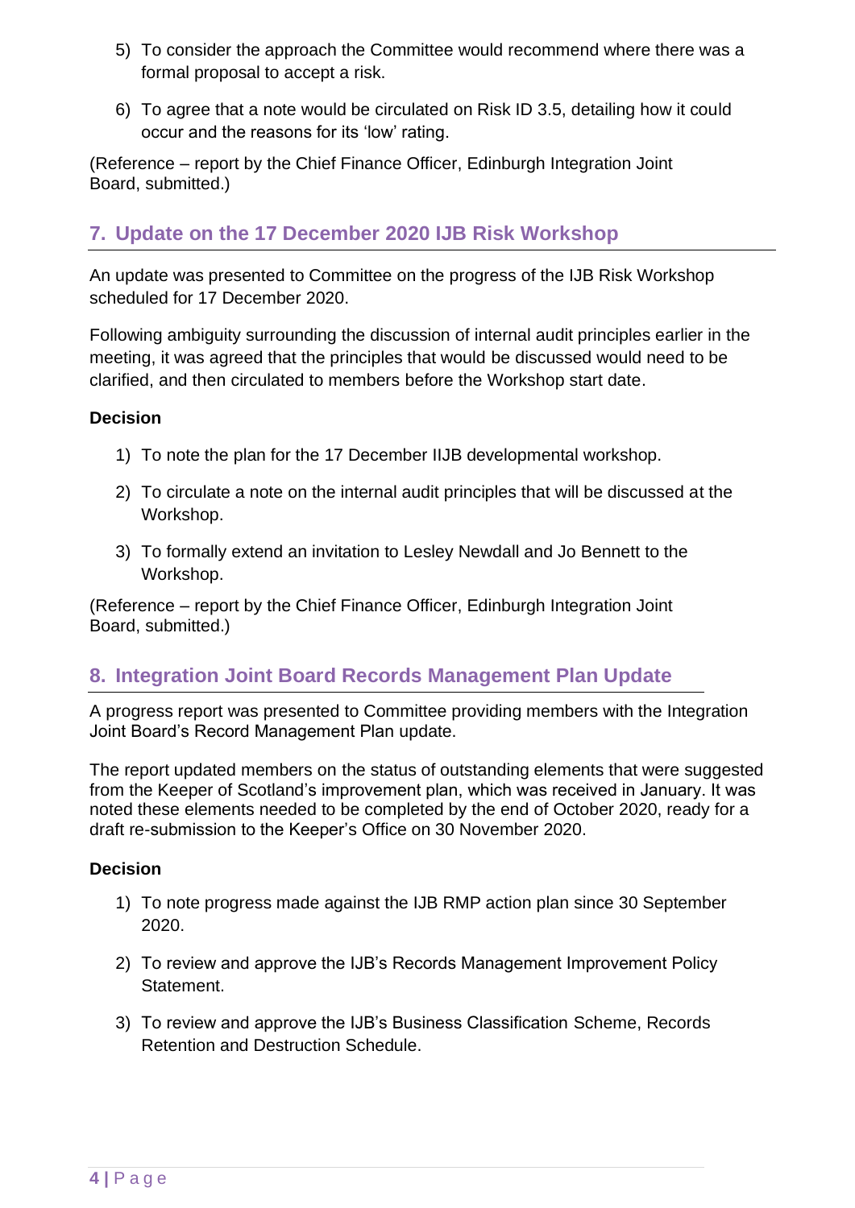5) To consider the approach the Committee would recommend where there was a formal proposal to accept a risk.

6) To agree that a note would be circulated on Risk ID 3.5, detailing how it could occur and the reasons for its 'low' rating.

(Reference – report by the Chief Finance Officer, Edinburgh Integration Joint Board, submitted.)

## 7. Update on the 17 December 2020 IJB Risk Workshop

An update was presented to Committee on the progress of the IJB Risk Workshop scheduled for 17 December 2020.

Following ambiguity surrounding the discussion of internal audit principles earlier in the meeting, it was agreed that the principles that would be discussed would need to be clarified, and then circulated to members before the Workshop start date.

**Decision**

1) To note the plan for the 17 December IIJB developmental workshop.

2) To circulate a note on the internal audit principles that will be discussed at the Workshop.

3) To formally extend an invitation to Lesley Newdall and Jo Bennett to the Workshop.

(Reference – report by the Chief Finance Officer, Edinburgh Integration Joint Board, submitted.)

## 8. Integration Joint Board Records Management Plan Update

A progress report was presented to Committee providing members with the Integration Joint Board's Record Management Plan update.

The report updated members on the status of outstanding elements that were suggested from the Keeper of Scotland's improvement plan, which was received in January. It was noted these elements needed to be completed by the end of October 2020, ready for a draft re-submission to the Keeper's Office on 30 November 2020.

**Decision**

1) To note progress made against the IJB RMP action plan since 30 September 2020.

2) To review and approve the IJB's Records Management Improvement Policy Statement.

3) To review and approve the IJB's Business Classification Scheme, Records Retention and Destruction Schedule.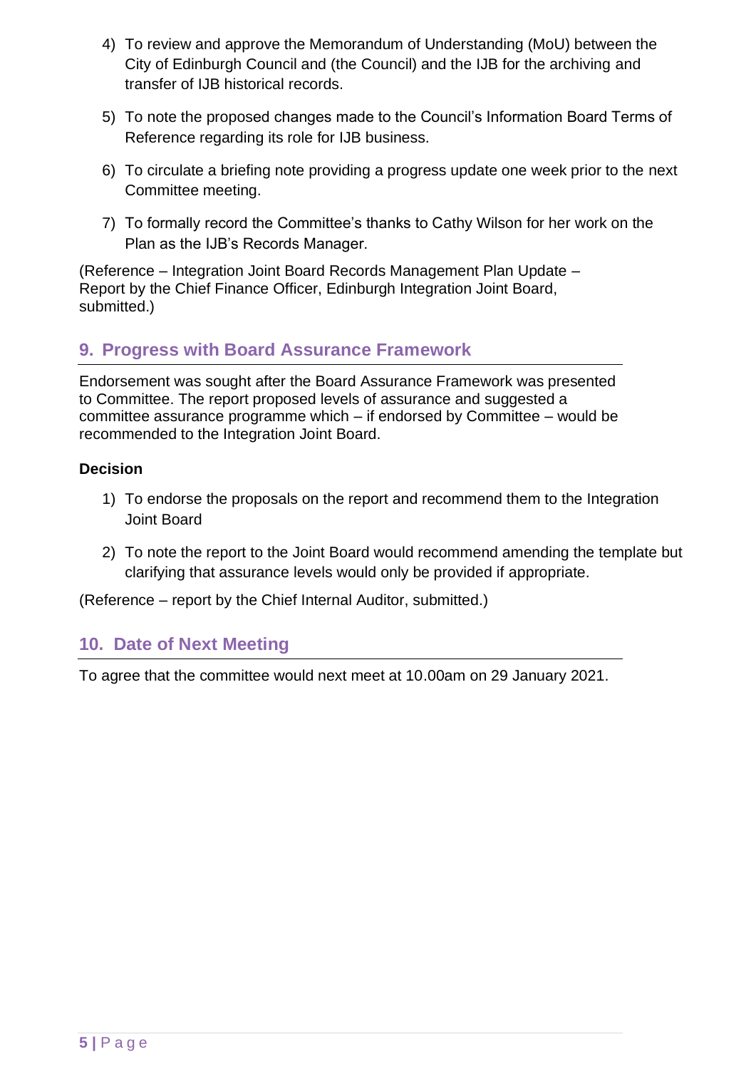4) To review and approve the Memorandum of Understanding (MoU) between the City of Edinburgh Council and (the Council) and the IJB for the archiving and transfer of IJB historical records.

5) To note the proposed changes made to the Council's Information Board Terms of Reference regarding its role for IJB business.

6) To circulate a briefing note providing a progress update one week prior to the next Committee meeting.

7) To formally record the Committee's thanks to Cathy Wilson for her work on the Plan as the IJB's Records Manager.

(Reference – Integration Joint Board Records Management Plan Update – Report by the Chief Finance Officer, Edinburgh Integration Joint Board, submitted.)

## 9. Progress with Board Assurance Framework

Endorsement was sought after the Board Assurance Framework was presented to Committee. The report proposed levels of assurance and suggested a committee assurance programme which – if endorsed by Committee – would be recommended to the Integration Joint Board.

**Decision**

1) To endorse the proposals on the report and recommend them to the Integration Joint Board

2) To note the report to the Joint Board would recommend amending the template but clarifying that assurance levels would only be provided if appropriate.

(Reference – report by the Chief Internal Auditor, submitted.)

## 10. Date of Next Meeting

To agree that the committee would next meet at 10.00am on 29 January 2021.